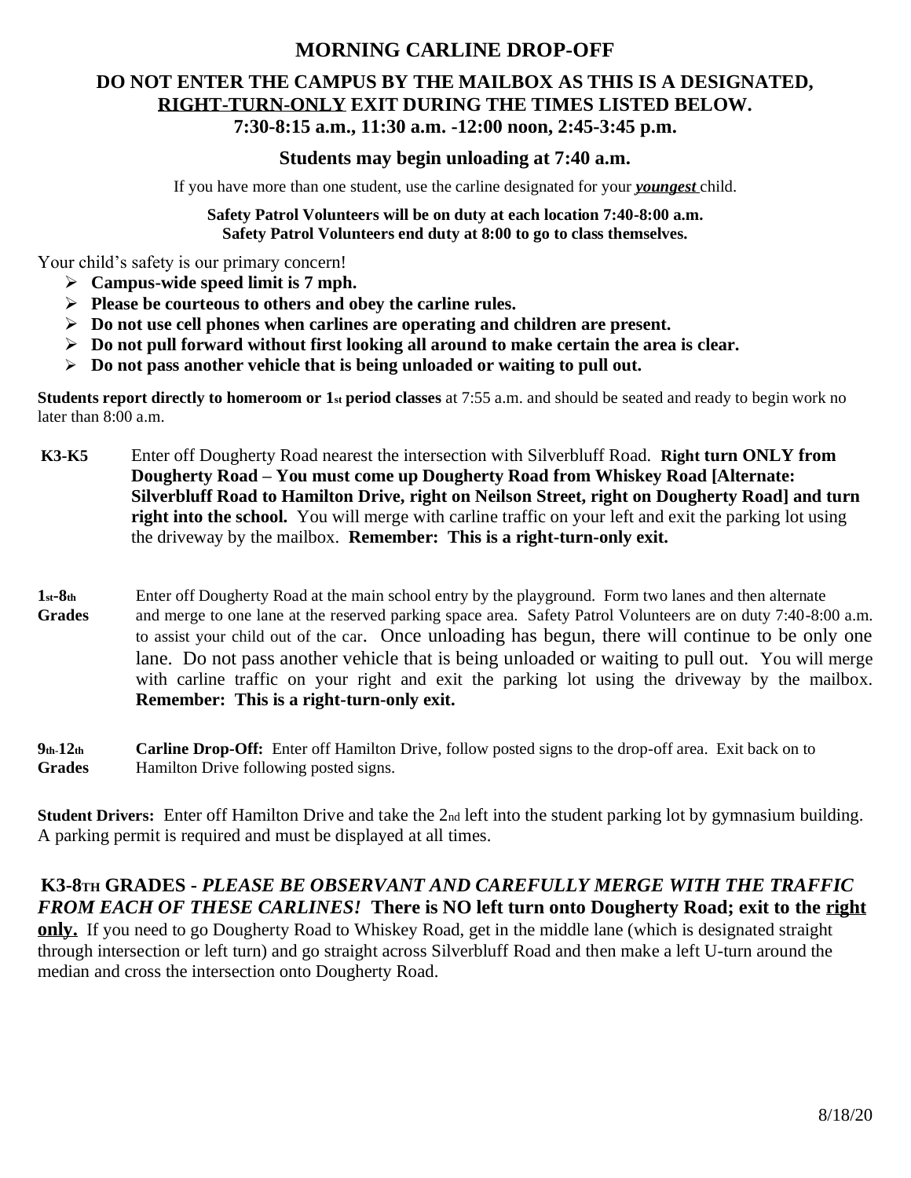# MORNING CARLINE DROP-OFF

## DO NOT ENTER THE CAMPUS BY THE MAILBOX AS THIS IS A DESIGNATED, <u>RIGHT-TURN-ONLY</u> EXIT DURING THE TIMES LISTED BELOW.
## 7:30-8:15 a.m., 11:30 a.m. -12:00 noon, 2:45-3:45 p.m.

### Students may begin unloading at 7:40 a.m.

If you have more than one student, use the carline designated for your ***youngest*** child.

**Safety Patrol Volunteers will be on duty at each location 7:40-8:00 a.m.**
**Safety Patrol Volunteers end duty at 8:00 to go to class themselves.**

Your child's safety is our primary concern!

- **Campus-wide speed limit is 7 mph.**
- **Please be courteous to others and obey the carline rules.**
- **Do not use cell phones when carlines are operating and children are present.**
- **Do not pull forward without first looking all around to make certain the area is clear.**
- **Do not pass another vehicle that is being unloaded or waiting to pull out.**

**Students report directly to homeroom or 1st period classes** at 7:55 a.m. and should be seated and ready to begin work no later than 8:00 a.m.

**K3-K5** Enter off Dougherty Road nearest the intersection with Silverbluff Road. **Right turn ONLY from Dougherty Road – You must come up Dougherty Road from Whiskey Road [Alternate: Silverbluff Road to Hamilton Drive, right on Neilson Street, right on Dougherty Road] and turn right into the school.** You will merge with carline traffic on your left and exit the parking lot using the driveway by the mailbox. **Remember: This is a right-turn-only exit.**

**1st-8th Grades** Enter off Dougherty Road at the main school entry by the playground. Form two lanes and then alternate and merge to one lane at the reserved parking space area. Safety Patrol Volunteers are on duty 7:40-8:00 a.m. to assist your child out of the car. Once unloading has begun, there will continue to be only one lane. Do not pass another vehicle that is being unloaded or waiting to pull out. You will merge with carline traffic on your right and exit the parking lot using the driveway by the mailbox. **Remember: This is a right-turn-only exit.**

**9th-12th Grades** **Carline Drop-Off:** Enter off Hamilton Drive, follow posted signs to the drop-off area. Exit back on to Hamilton Drive following posted signs.

**Student Drivers:** Enter off Hamilton Drive and take the 2nd left into the student parking lot by gymnasium building. A parking permit is required and must be displayed at all times.

**K3-8TH GRADES - *PLEASE BE OBSERVANT AND CAREFULLY MERGE WITH THE TRAFFIC FROM EACH OF THESE CARLINES!* There is NO left turn onto Dougherty Road; exit to the <u>right</u> <u>only.</u>** If you need to go Dougherty Road to Whiskey Road, get in the middle lane (which is designated straight through intersection or left turn) and go straight across Silverbluff Road and then make a left U-turn around the median and cross the intersection onto Dougherty Road.

8/18/20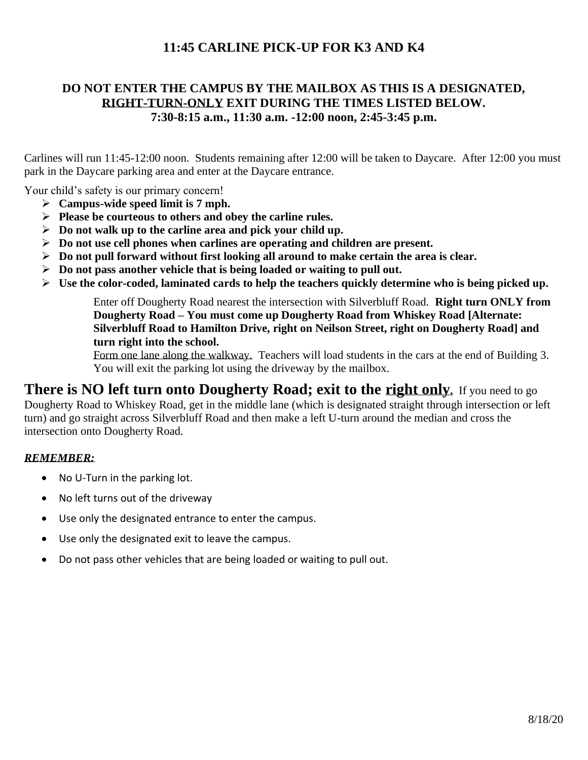## 11:45 CARLINE PICK-UP FOR K3 AND K4

**DO NOT ENTER THE CAMPUS BY THE MAILBOX AS THIS IS A DESIGNATED, RIGHT-TURN-ONLY EXIT DURING THE TIMES LISTED BELOW.**
**7:30-8:15 a.m., 11:30 a.m. -12:00 noon, 2:45-3:45 p.m.**

Carlines will run 11:45-12:00 noon. Students remaining after 12:00 will be taken to Daycare. After 12:00 you must park in the Daycare parking area and enter at the Daycare entrance.

Your child's safety is our primary concern!

- **Campus-wide speed limit is 7 mph.**
- **Please be courteous to others and obey the carline rules.**
- **Do not walk up to the carline area and pick your child up.**
- **Do not use cell phones when carlines are operating and children are present.**
- **Do not pull forward without first looking all around to make certain the area is clear.**
- **Do not pass another vehicle that is being loaded or waiting to pull out.**
- **Use the color-coded, laminated cards to help the teachers quickly determine who is being picked up.**

Enter off Dougherty Road nearest the intersection with Silverbluff Road. **Right turn ONLY from Dougherty Road – You must come up Dougherty Road from Whiskey Road [Alternate: Silverbluff Road to Hamilton Drive, right on Neilson Street, right on Dougherty Road] and turn right into the school.**

Form one lane along the walkway. Teachers will load students in the cars at the end of Building 3. You will exit the parking lot using the driveway by the mailbox.

**There is NO left turn onto Dougherty Road; exit to the right only.** If you need to go Dougherty Road to Whiskey Road, get in the middle lane (which is designated straight through intersection or left turn) and go straight across Silverbluff Road and then make a left U-turn around the median and cross the intersection onto Dougherty Road.

***REMEMBER:***

- No U-Turn in the parking lot.
- No left turns out of the driveway
- Use only the designated entrance to enter the campus.
- Use only the designated exit to leave the campus.
- Do not pass other vehicles that are being loaded or waiting to pull out.

8/18/20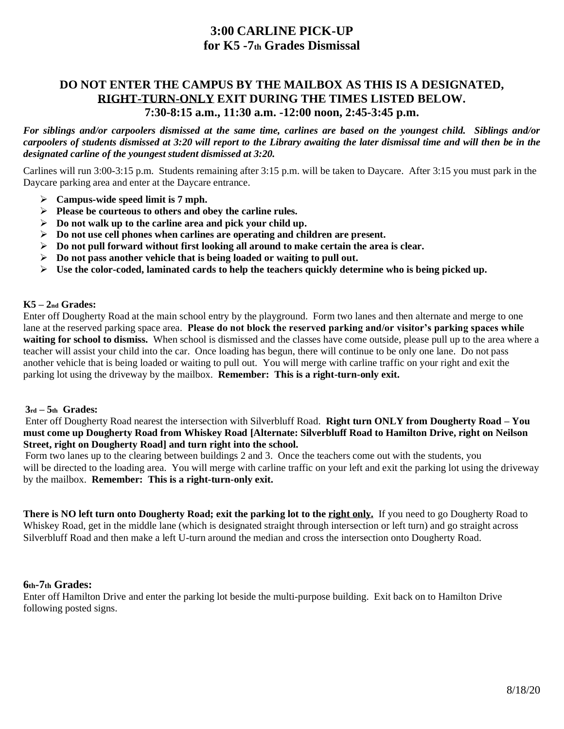# 3:00 CARLINE PICK-UP
# for K5 -7th Grades Dismissal

## DO NOT ENTER THE CAMPUS BY THE MAILBOX AS THIS IS A DESIGNATED, RIGHT-TURN-ONLY EXIT DURING THE TIMES LISTED BELOW.
## 7:30-8:15 a.m., 11:30 a.m. -12:00 noon, 2:45-3:45 p.m.

***For siblings and/or carpoolers dismissed at the same time, carlines are based on the youngest child. Siblings and/or carpoolers of students dismissed at 3:20 will report to the Library awaiting the later dismissal time and will then be in the designated carline of the youngest student dismissed at 3:20.***

Carlines will run 3:00-3:15 p.m. Students remaining after 3:15 p.m. will be taken to Daycare. After 3:15 you must park in the Daycare parking area and enter at the Daycare entrance.

- **Campus-wide speed limit is 7 mph.**
- **Please be courteous to others and obey the carline rules.**
- **Do not walk up to the carline area and pick your child up.**
- **Do not use cell phones when carlines are operating and children are present.**
- **Do not pull forward without first looking all around to make certain the area is clear.**
- **Do not pass another vehicle that is being loaded or waiting to pull out.**
- **Use the color-coded, laminated cards to help the teachers quickly determine who is being picked up.**

**K5 – 2nd Grades:**
Enter off Dougherty Road at the main school entry by the playground. Form two lanes and then alternate and merge to one lane at the reserved parking space area. **Please do not block the reserved parking and/or visitor's parking spaces while waiting for school to dismiss.** When school is dismissed and the classes have come outside, please pull up to the area where a teacher will assist your child into the car. Once loading has begun, there will continue to be only one lane. Do not pass another vehicle that is being loaded or waiting to pull out. You will merge with carline traffic on your right and exit the parking lot using the driveway by the mailbox. **Remember: This is a right-turn-only exit.**

**3rd – 5th Grades:**
Enter off Dougherty Road nearest the intersection with Silverbluff Road. **Right turn ONLY from Dougherty Road – You must come up Dougherty Road from Whiskey Road [Alternate: Silverbluff Road to Hamilton Drive, right on Neilson Street, right on Dougherty Road] and turn right into the school.**
Form two lanes up to the clearing between buildings 2 and 3. Once the teachers come out with the students, you will be directed to the loading area. You will merge with carline traffic on your left and exit the parking lot using the driveway by the mailbox. **Remember: This is a right-turn-only exit.**

**There is NO left turn onto Dougherty Road; exit the parking lot to the right only.** If you need to go Dougherty Road to Whiskey Road, get in the middle lane (which is designated straight through intersection or left turn) and go straight across Silverbluff Road and then make a left U-turn around the median and cross the intersection onto Dougherty Road.

**6th-7th Grades:**
Enter off Hamilton Drive and enter the parking lot beside the multi-purpose building. Exit back on to Hamilton Drive following posted signs.

8/18/20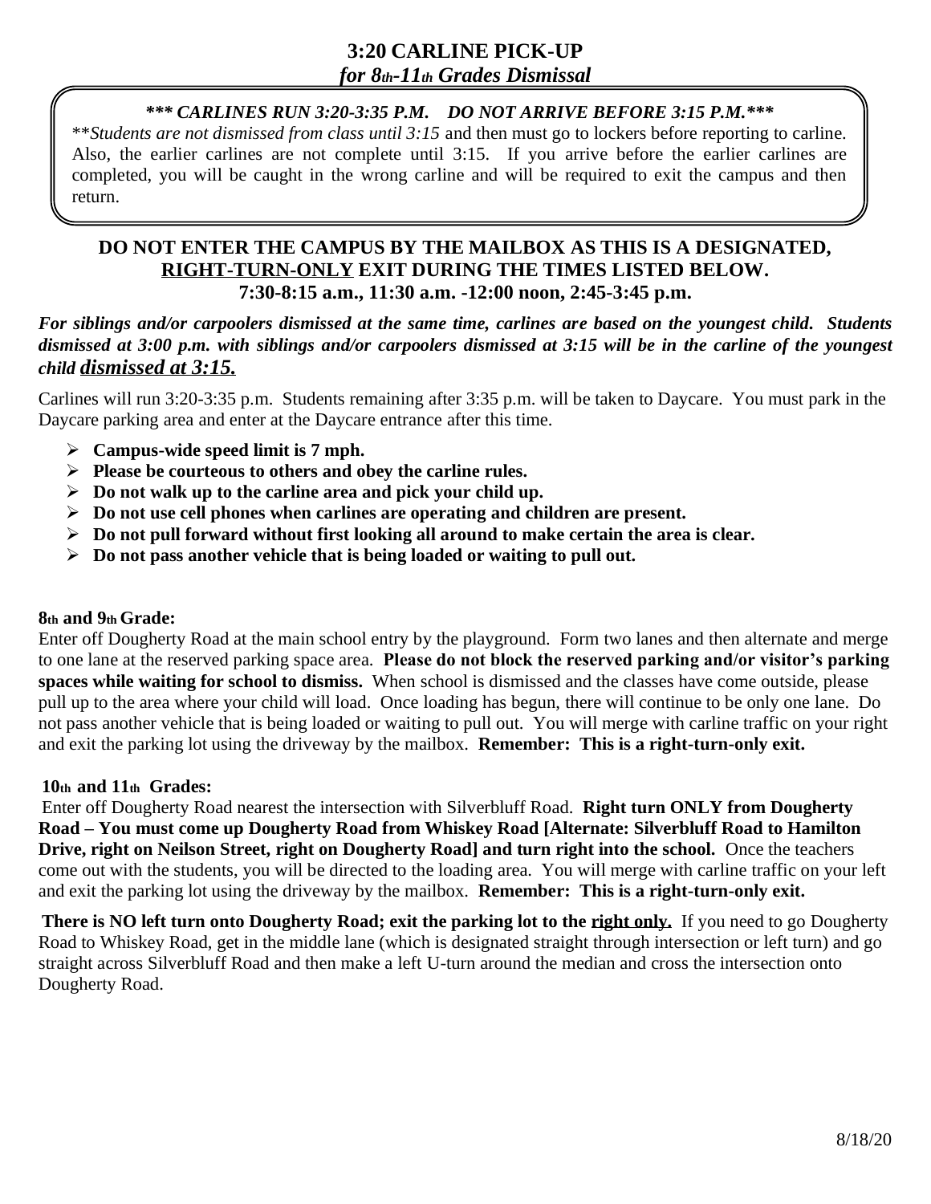# 3:20 CARLINE PICK-UP

## *for 8th-11th Grades Dismissal*

***\*\*\* CARLINES RUN 3:20-3:35 P.M.    DO NOT ARRIVE BEFORE 3:15 P.M.\*\*\****

\*\**Students are not dismissed from class until 3:15* and then must go to lockers before reporting to carline. Also, the earlier carlines are not complete until 3:15. If you arrive before the earlier carlines are completed, you will be caught in the wrong carline and will be required to exit the campus and then return.

**DO NOT ENTER THE CAMPUS BY THE MAILBOX AS THIS IS A DESIGNATED, RIGHT-TURN-ONLY EXIT DURING THE TIMES LISTED BELOW.**
**7:30-8:15 a.m., 11:30 a.m. -12:00 noon, 2:45-3:45 p.m.**

***For siblings and/or carpoolers dismissed at the same time, carlines are based on the youngest child. Students dismissed at 3:00 p.m. with siblings and/or carpoolers dismissed at 3:15 will be in the carline of the youngest child dismissed at 3:15.***

Carlines will run 3:20-3:35 p.m. Students remaining after 3:35 p.m. will be taken to Daycare. You must park in the Daycare parking area and enter at the Daycare entrance after this time.

- **Campus-wide speed limit is 7 mph.**
- **Please be courteous to others and obey the carline rules.**
- **Do not walk up to the carline area and pick your child up.**
- **Do not use cell phones when carlines are operating and children are present.**
- **Do not pull forward without first looking all around to make certain the area is clear.**
- **Do not pass another vehicle that is being loaded or waiting to pull out.**

**8th and 9th Grade:**
Enter off Dougherty Road at the main school entry by the playground. Form two lanes and then alternate and merge to one lane at the reserved parking space area. **Please do not block the reserved parking and/or visitor's parking spaces while waiting for school to dismiss.** When school is dismissed and the classes have come outside, please pull up to the area where your child will load. Once loading has begun, there will continue to be only one lane. Do not pass another vehicle that is being loaded or waiting to pull out. You will merge with carline traffic on your right and exit the parking lot using the driveway by the mailbox. **Remember: This is a right-turn-only exit.**

**10th and 11th Grades:**
Enter off Dougherty Road nearest the intersection with Silverbluff Road. **Right turn ONLY from Dougherty Road – You must come up Dougherty Road from Whiskey Road [Alternate: Silverbluff Road to Hamilton Drive, right on Neilson Street, right on Dougherty Road] and turn right into the school.** Once the teachers come out with the students, you will be directed to the loading area. You will merge with carline traffic on your left and exit the parking lot using the driveway by the mailbox. **Remember: This is a right-turn-only exit.**

**There is NO left turn onto Dougherty Road; exit the parking lot to the right only.** If you need to go Dougherty Road to Whiskey Road, get in the middle lane (which is designated straight through intersection or left turn) and go straight across Silverbluff Road and then make a left U-turn around the median and cross the intersection onto Dougherty Road.

8/18/20